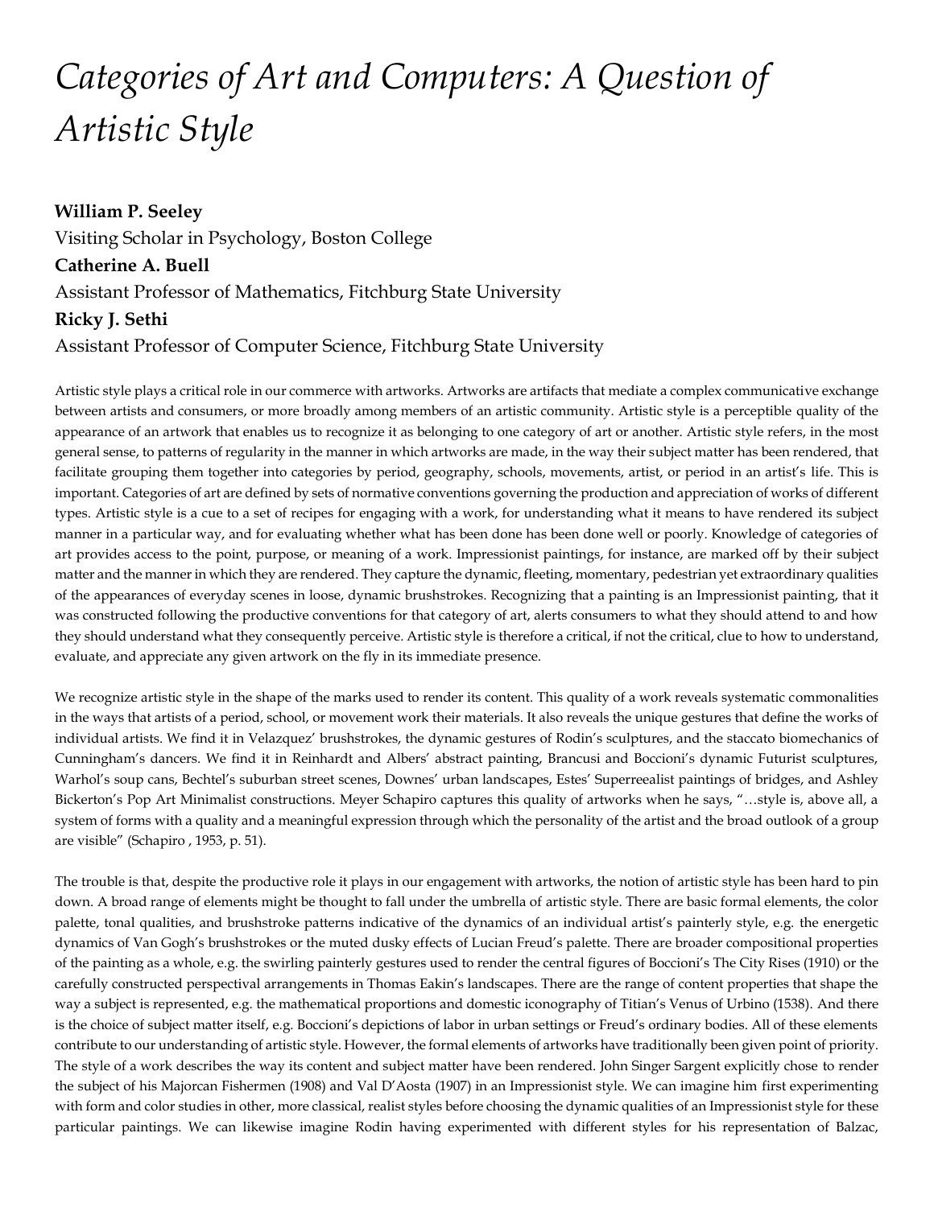# *Categories of Art and Computers: A Question of Artistic Style*

**William P. Seeley**

Visiting Scholar in Psychology, Boston College

**Catherine A. Buell**

Assistant Professor of Mathematics, Fitchburg State University

**Ricky J. Sethi**

Assistant Professor of Computer Science, Fitchburg State University

Artistic style plays a critical role in our commerce with artworks. Artworks are artifacts that mediate a complex communicative exchange between artists and consumers, or more broadly among members of an artistic community. Artistic style is a perceptible quality of the appearance of an artwork that enables us to recognize it as belonging to one category of art or another. Artistic style refers, in the most general sense, to patterns of regularity in the manner in which artworks are made, in the way their subject matter has been rendered, that facilitate grouping them together into categories by period, geography, schools, movements, artist, or period in an artist's life. This is important. Categories of art are defined by sets of normative conventions governing the production and appreciation of works of different types. Artistic style is a cue to a set of recipes for engaging with a work, for understanding what it means to have rendered its subject manner in a particular way, and for evaluating whether what has been done has been done well or poorly. Knowledge of categories of art provides access to the point, purpose, or meaning of a work. Impressionist paintings, for instance, are marked off by their subject matter and the manner in which they are rendered. They capture the dynamic, fleeting, momentary, pedestrian yet extraordinary qualities of the appearances of everyday scenes in loose, dynamic brushstrokes. Recognizing that a painting is an Impressionist painting, that it was constructed following the productive conventions for that category of art, alerts consumers to what they should attend to and how they should understand what they consequently perceive. Artistic style is therefore a critical, if not the critical, clue to how to understand, evaluate, and appreciate any given artwork on the fly in its immediate presence.

We recognize artistic style in the shape of the marks used to render its content. This quality of a work reveals systematic commonalities in the ways that artists of a period, school, or movement work their materials. It also reveals the unique gestures that define the works of individual artists. We find it in Velazquez' brushstrokes, the dynamic gestures of Rodin's sculptures, and the staccato biomechanics of Cunningham's dancers. We find it in Reinhardt and Albers' abstract painting, Brancusi and Boccioni's dynamic Futurist sculptures, Warhol's soup cans, Bechtel's suburban street scenes, Downes' urban landscapes, Estes' Superreealist paintings of bridges, and Ashley Bickerton's Pop Art Minimalist constructions. Meyer Schapiro captures this quality of artworks when he says, "…style is, above all, a system of forms with a quality and a meaningful expression through which the personality of the artist and the broad outlook of a group are visible" (Schapiro , 1953, p. 51).

The trouble is that, despite the productive role it plays in our engagement with artworks, the notion of artistic style has been hard to pin down. A broad range of elements might be thought to fall under the umbrella of artistic style. There are basic formal elements, the color palette, tonal qualities, and brushstroke patterns indicative of the dynamics of an individual artist's painterly style, e.g. the energetic dynamics of Van Gogh's brushstrokes or the muted dusky effects of Lucian Freud's palette. There are broader compositional properties of the painting as a whole, e.g. the swirling painterly gestures used to render the central figures of Boccioni's The City Rises (1910) or the carefully constructed perspectival arrangements in Thomas Eakin's landscapes. There are the range of content properties that shape the way a subject is represented, e.g. the mathematical proportions and domestic iconography of Titian's Venus of Urbino (1538). And there is the choice of subject matter itself, e.g. Boccioni's depictions of labor in urban settings or Freud's ordinary bodies. All of these elements contribute to our understanding of artistic style. However, the formal elements of artworks have traditionally been given point of priority. The style of a work describes the way its content and subject matter have been rendered. John Singer Sargent explicitly chose to render the subject of his Majorcan Fishermen (1908) and Val D'Aosta (1907) in an Impressionist style. We can imagine him first experimenting with form and color studies in other, more classical, realist styles before choosing the dynamic qualities of an Impressionist style for these particular paintings. We can likewise imagine Rodin having experimented with different styles for his representation of Balzac,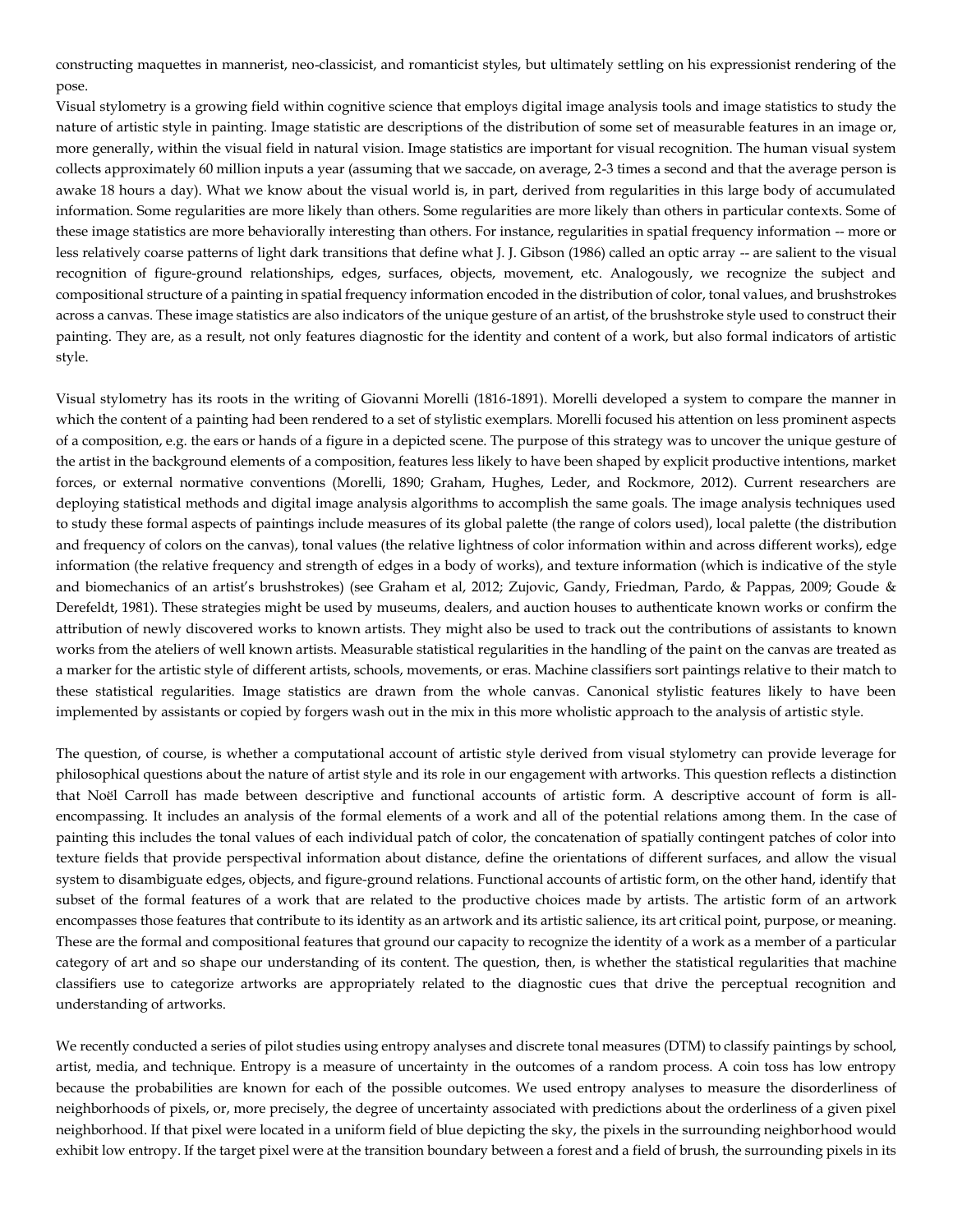constructing maquettes in mannerist, neo-classicist, and romanticist styles, but ultimately settling on his expressionist rendering of the pose.

Visual stylometry is a growing field within cognitive science that employs digital image analysis tools and image statistics to study the nature of artistic style in painting. Image statistic are descriptions of the distribution of some set of measurable features in an image or, more generally, within the visual field in natural vision. Image statistics are important for visual recognition. The human visual system collects approximately 60 million inputs a year (assuming that we saccade, on average, 2-3 times a second and that the average person is awake 18 hours a day). What we know about the visual world is, in part, derived from regularities in this large body of accumulated information. Some regularities are more likely than others. Some regularities are more likely than others in particular contexts. Some of these image statistics are more behaviorally interesting than others. For instance, regularities in spatial frequency information -- more or less relatively coarse patterns of light dark transitions that define what J. J. Gibson (1986) called an optic array -- are salient to the visual recognition of figure-ground relationships, edges, surfaces, objects, movement, etc. Analogously, we recognize the subject and compositional structure of a painting in spatial frequency information encoded in the distribution of color, tonal values, and brushstrokes across a canvas. These image statistics are also indicators of the unique gesture of an artist, of the brushstroke style used to construct their painting. They are, as a result, not only features diagnostic for the identity and content of a work, but also formal indicators of artistic style.

Visual stylometry has its roots in the writing of Giovanni Morelli (1816-1891). Morelli developed a system to compare the manner in which the content of a painting had been rendered to a set of stylistic exemplars. Morelli focused his attention on less prominent aspects of a composition, e.g. the ears or hands of a figure in a depicted scene. The purpose of this strategy was to uncover the unique gesture of the artist in the background elements of a composition, features less likely to have been shaped by explicit productive intentions, market forces, or external normative conventions (Morelli, 1890; Graham, Hughes, Leder, and Rockmore, 2012). Current researchers are deploying statistical methods and digital image analysis algorithms to accomplish the same goals. The image analysis techniques used to study these formal aspects of paintings include measures of its global palette (the range of colors used), local palette (the distribution and frequency of colors on the canvas), tonal values (the relative lightness of color information within and across different works), edge information (the relative frequency and strength of edges in a body of works), and texture information (which is indicative of the style and biomechanics of an artist's brushstrokes) (see Graham et al, 2012; Zujovic, Gandy, Friedman, Pardo, & Pappas, 2009; Goude & Derefeldt, 1981). These strategies might be used by museums, dealers, and auction houses to authenticate known works or confirm the attribution of newly discovered works to known artists. They might also be used to track out the contributions of assistants to known works from the ateliers of well known artists. Measurable statistical regularities in the handling of the paint on the canvas are treated as a marker for the artistic style of different artists, schools, movements, or eras. Machine classifiers sort paintings relative to their match to these statistical regularities. Image statistics are drawn from the whole canvas. Canonical stylistic features likely to have been implemented by assistants or copied by forgers wash out in the mix in this more wholistic approach to the analysis of artistic style.

The question, of course, is whether a computational account of artistic style derived from visual stylometry can provide leverage for philosophical questions about the nature of artist style and its role in our engagement with artworks. This question reflects a distinction that Noël Carroll has made between descriptive and functional accounts of artistic form. A descriptive account of form is all-encompassing. It includes an analysis of the formal elements of a work and all of the potential relations among them. In the case of painting this includes the tonal values of each individual patch of color, the concatenation of spatially contingent patches of color into texture fields that provide perspectival information about distance, define the orientations of different surfaces, and allow the visual system to disambiguate edges, objects, and figure-ground relations. Functional accounts of artistic form, on the other hand, identify that subset of the formal features of a work that are related to the productive choices made by artists. The artistic form of an artwork encompasses those features that contribute to its identity as an artwork and its artistic salience, its art critical point, purpose, or meaning. These are the formal and compositional features that ground our capacity to recognize the identity of a work as a member of a particular category of art and so shape our understanding of its content. The question, then, is whether the statistical regularities that machine classifiers use to categorize artworks are appropriately related to the diagnostic cues that drive the perceptual recognition and understanding of artworks.

We recently conducted a series of pilot studies using entropy analyses and discrete tonal measures (DTM) to classify paintings by school, artist, media, and technique. Entropy is a measure of uncertainty in the outcomes of a random process. A coin toss has low entropy because the probabilities are known for each of the possible outcomes. We used entropy analyses to measure the disorderliness of neighborhoods of pixels, or, more precisely, the degree of uncertainty associated with predictions about the orderliness of a given pixel neighborhood. If that pixel were located in a uniform field of blue depicting the sky, the pixels in the surrounding neighborhood would exhibit low entropy. If the target pixel were at the transition boundary between a forest and a field of brush, the surrounding pixels in its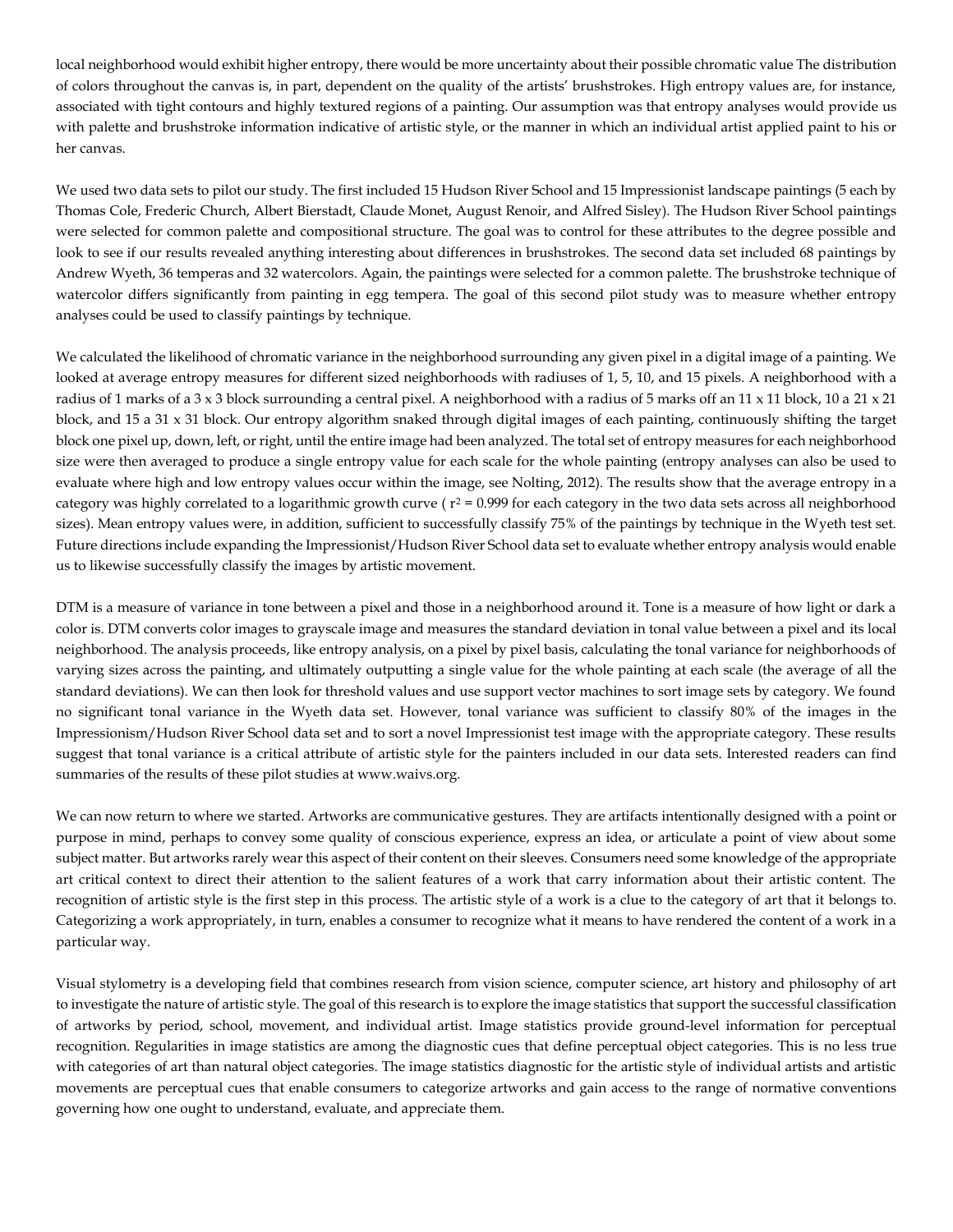local neighborhood would exhibit higher entropy, there would be more uncertainty about their possible chromatic value The distribution of colors throughout the canvas is, in part, dependent on the quality of the artists' brushstrokes. High entropy values are, for instance, associated with tight contours and highly textured regions of a painting. Our assumption was that entropy analyses would provide us with palette and brushstroke information indicative of artistic style, or the manner in which an individual artist applied paint to his or her canvas.

We used two data sets to pilot our study. The first included 15 Hudson River School and 15 Impressionist landscape paintings (5 each by Thomas Cole, Frederic Church, Albert Bierstadt, Claude Monet, August Renoir, and Alfred Sisley). The Hudson River School paintings were selected for common palette and compositional structure. The goal was to control for these attributes to the degree possible and look to see if our results revealed anything interesting about differences in brushstrokes. The second data set included 68 paintings by Andrew Wyeth, 36 temperas and 32 watercolors. Again, the paintings were selected for a common palette. The brushstroke technique of watercolor differs significantly from painting in egg tempera. The goal of this second pilot study was to measure whether entropy analyses could be used to classify paintings by technique.

We calculated the likelihood of chromatic variance in the neighborhood surrounding any given pixel in a digital image of a painting. We looked at average entropy measures for different sized neighborhoods with radiuses of 1, 5, 10, and 15 pixels. A neighborhood with a radius of 1 marks of a 3 x 3 block surrounding a central pixel. A neighborhood with a radius of 5 marks off an 11 x 11 block, 10 a 21 x 21 block, and 15 a 31 x 31 block. Our entropy algorithm snaked through digital images of each painting, continuously shifting the target block one pixel up, down, left, or right, until the entire image had been analyzed. The total set of entropy measures for each neighborhood size were then averaged to produce a single entropy value for each scale for the whole painting (entropy analyses can also be used to evaluate where high and low entropy values occur within the image, see Nolting, 2012). The results show that the average entropy in a category was highly correlated to a logarithmic growth curve ( $r^2 = 0.999$ for each category in the two data sets across all neighborhood sizes). Mean entropy values were, in addition, sufficient to successfully classify 75% of the paintings by technique in the Wyeth test set. Future directions include expanding the Impressionist/Hudson River School data set to evaluate whether entropy analysis would enable us to likewise successfully classify the images by artistic movement.

DTM is a measure of variance in tone between a pixel and those in a neighborhood around it. Tone is a measure of how light or dark a color is. DTM converts color images to grayscale image and measures the standard deviation in tonal value between a pixel and its local neighborhood. The analysis proceeds, like entropy analysis, on a pixel by pixel basis, calculating the tonal variance for neighborhoods of varying sizes across the painting, and ultimately outputting a single value for the whole painting at each scale (the average of all the standard deviations). We can then look for threshold values and use support vector machines to sort image sets by category. We found no significant tonal variance in the Wyeth data set. However, tonal variance was sufficient to classify 80% of the images in the Impressionism/Hudson River School data set and to sort a novel Impressionist test image with the appropriate category. These results suggest that tonal variance is a critical attribute of artistic style for the painters included in our data sets. Interested readers can find summaries of the results of these pilot studies at www.waivs.org.

We can now return to where we started. Artworks are communicative gestures. They are artifacts intentionally designed with a point or purpose in mind, perhaps to convey some quality of conscious experience, express an idea, or articulate a point of view about some subject matter. But artworks rarely wear this aspect of their content on their sleeves. Consumers need some knowledge of the appropriate art critical context to direct their attention to the salient features of a work that carry information about their artistic content. The recognition of artistic style is the first step in this process. The artistic style of a work is a clue to the category of art that it belongs to. Categorizing a work appropriately, in turn, enables a consumer to recognize what it means to have rendered the content of a work in a particular way.

Visual stylometry is a developing field that combines research from vision science, computer science, art history and philosophy of art to investigate the nature of artistic style. The goal of this research is to explore the image statistics that support the successful classification of artworks by period, school, movement, and individual artist. Image statistics provide ground-level information for perceptual recognition. Regularities in image statistics are among the diagnostic cues that define perceptual object categories. This is no less true with categories of art than natural object categories. The image statistics diagnostic for the artistic style of individual artists and artistic movements are perceptual cues that enable consumers to categorize artworks and gain access to the range of normative conventions governing how one ought to understand, evaluate, and appreciate them.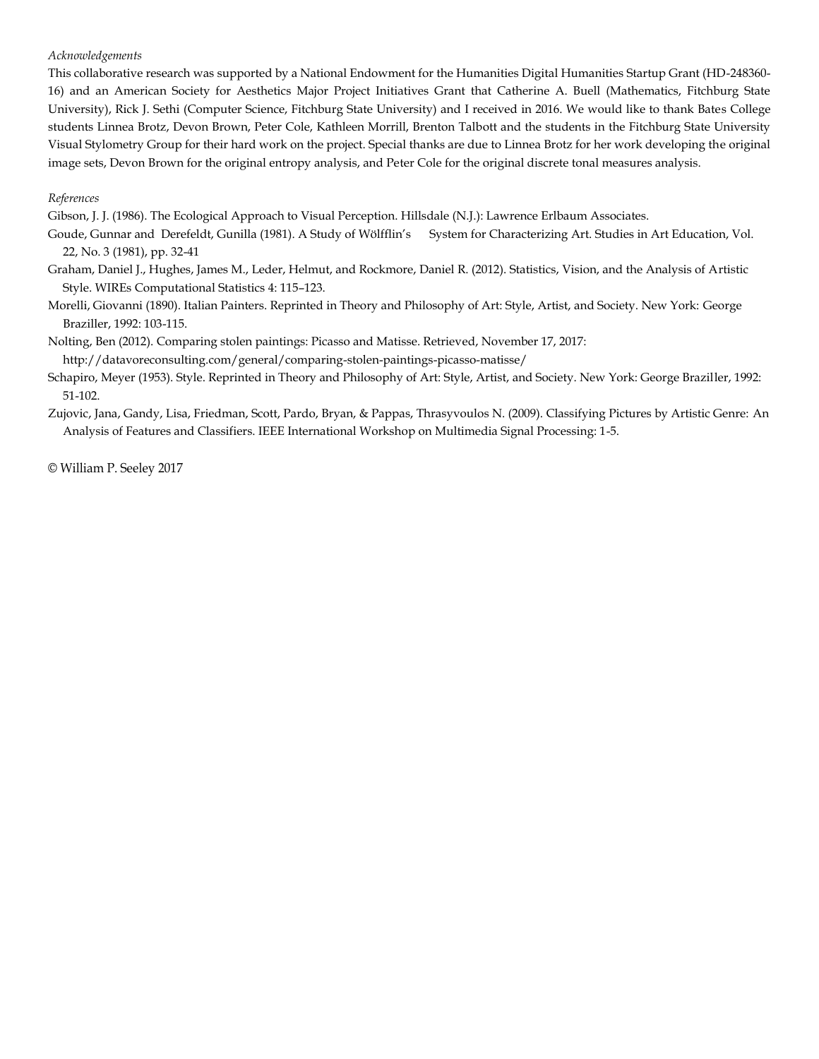*Acknowledgements*

This collaborative research was supported by a National Endowment for the Humanities Digital Humanities Startup Grant (HD-248360-16) and an American Society for Aesthetics Major Project Initiatives Grant that Catherine A. Buell (Mathematics, Fitchburg State University), Rick J. Sethi (Computer Science, Fitchburg State University) and I received in 2016. We would like to thank Bates College students Linnea Brotz, Devon Brown, Peter Cole, Kathleen Morrill, Brenton Talbott and the students in the Fitchburg State University Visual Stylometry Group for their hard work on the project. Special thanks are due to Linnea Brotz for her work developing the original image sets, Devon Brown for the original entropy analysis, and Peter Cole for the original discrete tonal measures analysis.

*References*

Gibson, J. J. (1986). The Ecological Approach to Visual Perception. Hillsdale (N.J.): Lawrence Erlbaum Associates.

Goude, Gunnar and Derefeldt, Gunilla (1981). A Study of Wölfflin's System for Characterizing Art. Studies in Art Education, Vol. 22, No. 3 (1981), pp. 32-41

Graham, Daniel J., Hughes, James M., Leder, Helmut, and Rockmore, Daniel R. (2012). Statistics, Vision, and the Analysis of Artistic Style. WIREs Computational Statistics 4: 115–123.

Morelli, Giovanni (1890). Italian Painters. Reprinted in Theory and Philosophy of Art: Style, Artist, and Society. New York: George Braziller, 1992: 103-115.

Nolting, Ben (2012). Comparing stolen paintings: Picasso and Matisse. Retrieved, November 17, 2017: http://datavoreconsulting.com/general/comparing-stolen-paintings-picasso-matisse/

Schapiro, Meyer (1953). Style. Reprinted in Theory and Philosophy of Art: Style, Artist, and Society. New York: George Braziller, 1992: 51-102.

Zujovic, Jana, Gandy, Lisa, Friedman, Scott, Pardo, Bryan, & Pappas, Thrasyvoulos N. (2009). Classifying Pictures by Artistic Genre: An Analysis of Features and Classifiers. IEEE International Workshop on Multimedia Signal Processing: 1-5.

© William P. Seeley 2017